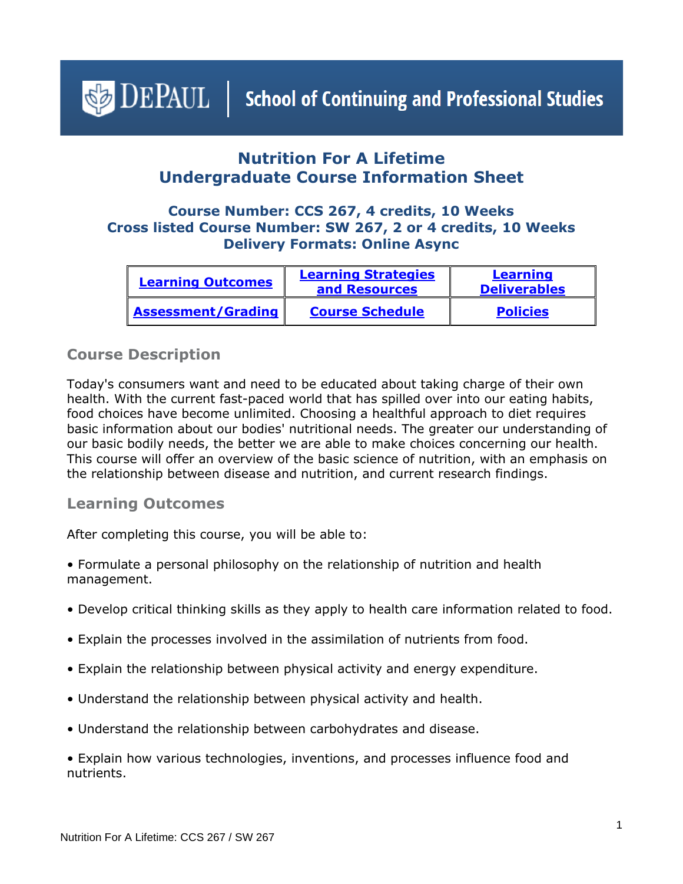DePAUL | School of Continuing and Professional Studies

# Nutrition For A Lifetime
# Undergraduate Course Information Sheet

### Course Number: CCS 267, 4 credits, 10 Weeks
### Cross listed Course Number: SW 267, 2 or 4 credits, 10 Weeks
### Delivery Formats: Online Async

| Learning Outcomes | Learning Strategies and Resources | Learning Deliverables |
|---|---|---|
| Assessment/Grading | Course Schedule | Policies |

## Course Description

Today's consumers want and need to be educated about taking charge of their own health. With the current fast-paced world that has spilled over into our eating habits, food choices have become unlimited. Choosing a healthful approach to diet requires basic information about our bodies' nutritional needs. The greater our understanding of our basic bodily needs, the better we are able to make choices concerning our health. This course will offer an overview of the basic science of nutrition, with an emphasis on the relationship between disease and nutrition, and current research findings.

## Learning Outcomes

After completing this course, you will be able to:

- Formulate a personal philosophy on the relationship of nutrition and health management.
- Develop critical thinking skills as they apply to health care information related to food.
- Explain the processes involved in the assimilation of nutrients from food.
- Explain the relationship between physical activity and energy expenditure.
- Understand the relationship between physical activity and health.
- Understand the relationship between carbohydrates and disease.
- Explain how various technologies, inventions, and processes influence food and nutrients.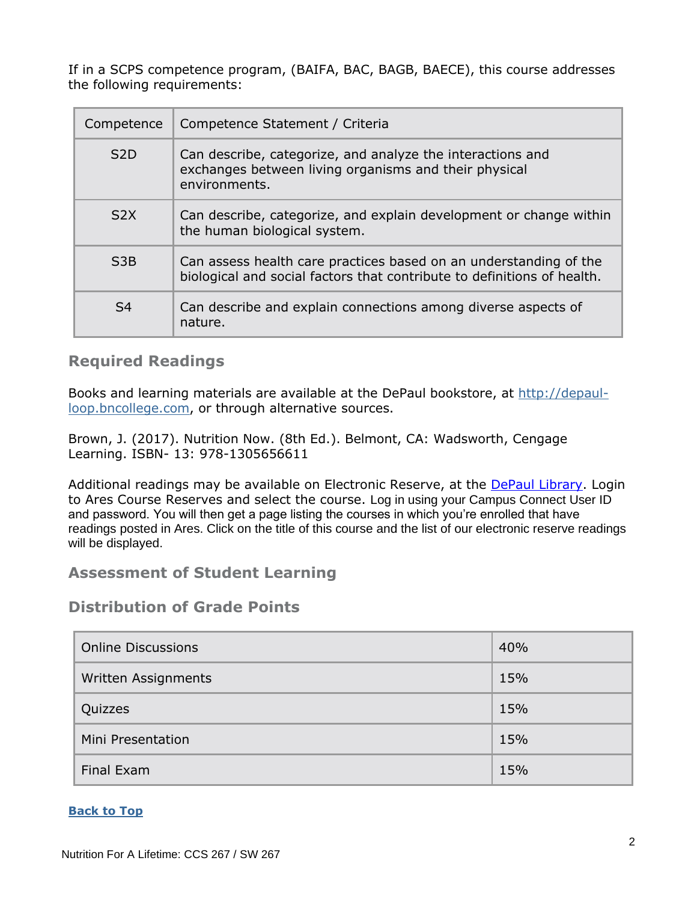If in a SCPS competence program, (BAIFA, BAC, BAGB, BAECE), this course addresses the following requirements:

| Competence | Competence Statement / Criteria |
|---|---|
| S2D | Can describe, categorize, and analyze the interactions and exchanges between living organisms and their physical environments. |
| S2X | Can describe, categorize, and explain development or change within the human biological system. |
| S3B | Can assess health care practices based on an understanding of the biological and social factors that contribute to definitions of health. |
| S4 | Can describe and explain connections among diverse aspects of nature. |

## Required Readings

Books and learning materials are available at the DePaul bookstore, at [http://depaul-loop.bncollege.com](http://depaul-loop.bncollege.com), or through alternative sources.

Brown, J. (2017). Nutrition Now. (8th Ed.). Belmont, CA: Wadsworth, Cengage Learning. ISBN- 13: 978-1305656611

Additional readings may be available on Electronic Reserve, at the [DePaul Library](#). Login to Ares Course Reserves and select the course. Log in using your Campus Connect User ID and password. You will then get a page listing the courses in which you're enrolled that have readings posted in Ares. Click on the title of this course and the list of our electronic reserve readings will be displayed.

## Assessment of Student Learning

## Distribution of Grade Points

| Component | Weight |
|---|---|
| Online Discussions | 40% |
| Written Assignments | 15% |
| Quizzes | 15% |
| Mini Presentation | 15% |
| Final Exam | 15% |

[**Back to Top**](#)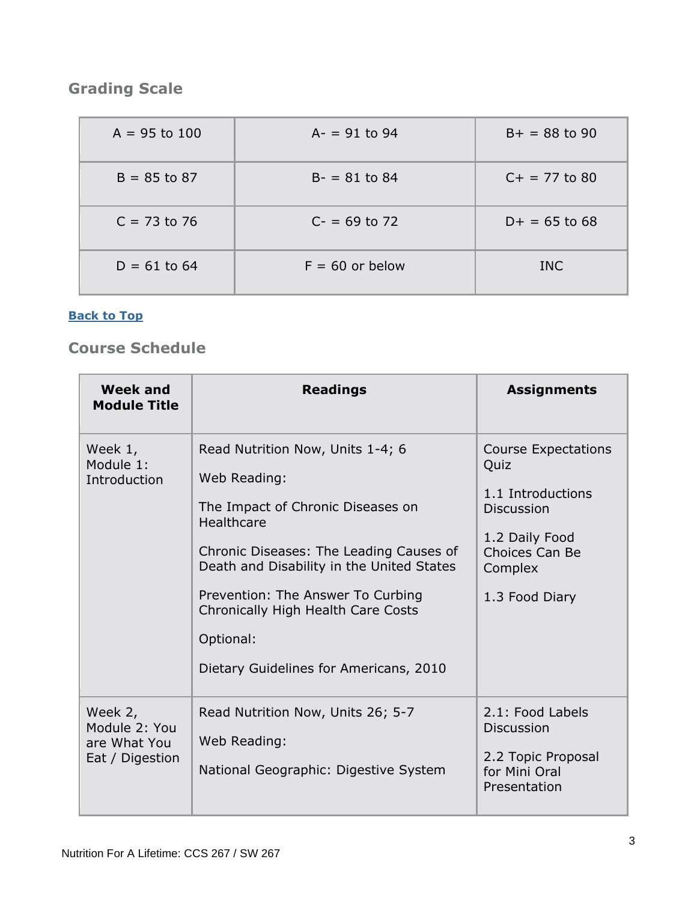## Grading Scale

| | | |
|---|---|---|
| A = 95 to 100 | A- = 91 to 94 | B+ = 88 to 90 |
| B = 85 to 87 | B- = 81 to 84 | C+ = 77 to 80 |
| C = 73 to 76 | C- = 69 to 72 | D+ = 65 to 68 |
| D = 61 to 64 | F = 60 or below | INC |

[Back to Top]

## Course Schedule

| Week and Module Title | Readings | Assignments |
|---|---|---|
| Week 1, Module 1: Introduction | Read Nutrition Now, Units 1-4; 6<br><br>Web Reading:<br><br>The Impact of Chronic Diseases on Healthcare<br><br>Chronic Diseases: The Leading Causes of Death and Disability in the United States<br><br>Prevention: The Answer To Curbing Chronically High Health Care Costs<br><br>Optional:<br><br>Dietary Guidelines for Americans, 2010 | Course Expectations Quiz<br><br>1.1 Introductions Discussion<br><br>1.2 Daily Food Choices Can Be Complex<br><br>1.3 Food Diary |
| Week 2, Module 2: You are What You Eat / Digestion | Read Nutrition Now, Units 26; 5-7<br><br>Web Reading:<br><br>National Geographic: Digestive System | 2.1: Food Labels Discussion<br><br>2.2 Topic Proposal for Mini Oral Presentation |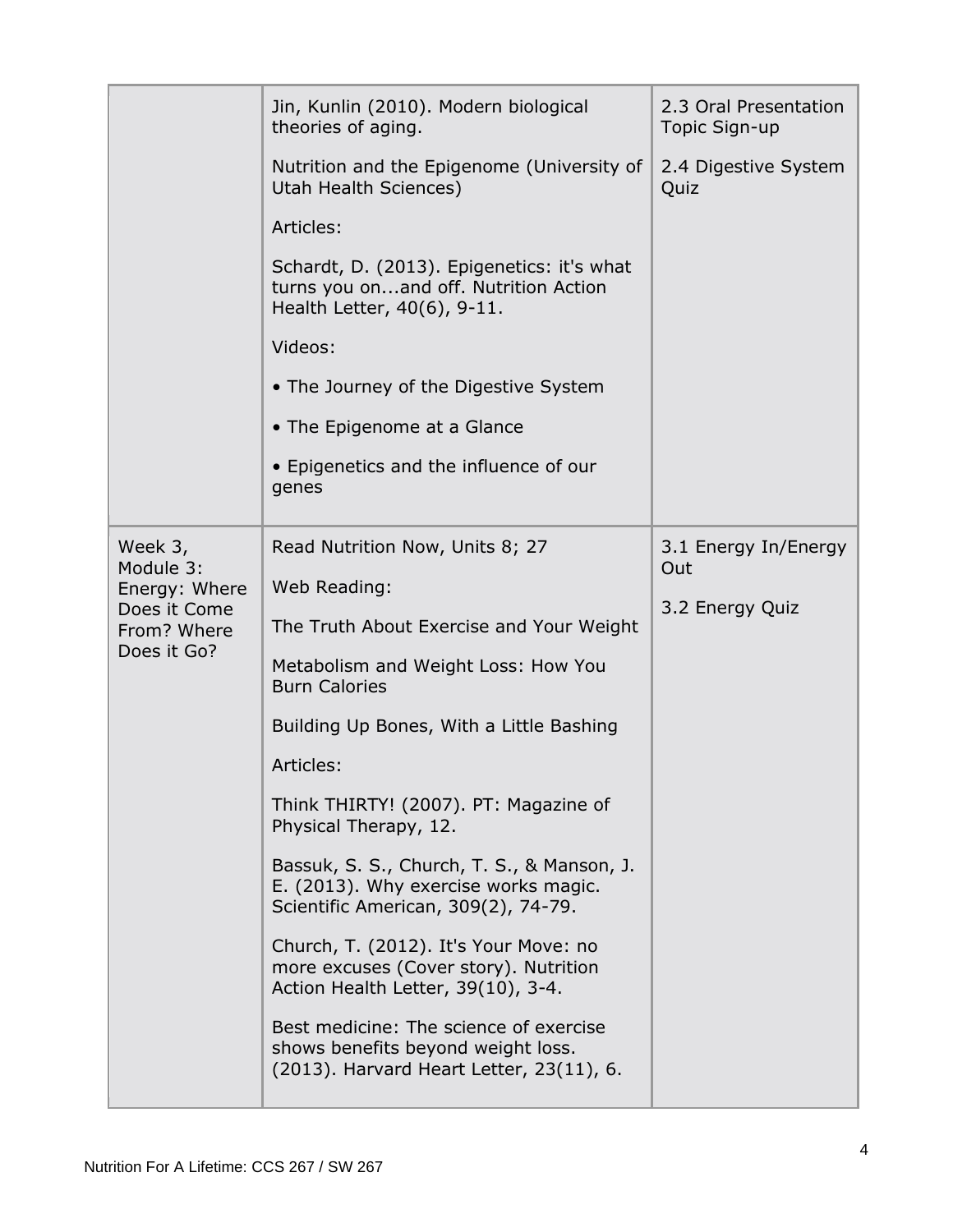| | | |
|---|---|---|
| | Jin, Kunlin (2010). Modern biological theories of aging.<br><br>Nutrition and the Epigenome (University of Utah Health Sciences)<br><br>Articles:<br><br>Schardt, D. (2013). Epigenetics: it's what turns you on...and off. Nutrition Action Health Letter, 40(6), 9-11.<br><br>Videos:<br><br>• The Journey of the Digestive System<br><br>• The Epigenome at a Glance<br><br>• Epigenetics and the influence of our genes | 2.3 Oral Presentation Topic Sign-up<br><br>2.4 Digestive System Quiz |
| Week 3, Module 3: Energy: Where Does it Come From? Where Does it Go? | Read Nutrition Now, Units 8; 27<br><br>Web Reading:<br><br>The Truth About Exercise and Your Weight<br><br>Metabolism and Weight Loss: How You Burn Calories<br><br>Building Up Bones, With a Little Bashing<br><br>Articles:<br><br>Think THIRTY! (2007). PT: Magazine of Physical Therapy, 12.<br><br>Bassuk, S. S., Church, T. S., & Manson, J. E. (2013). Why exercise works magic. Scientific American, 309(2), 74-79.<br><br>Church, T. (2012). It's Your Move: no more excuses (Cover story). Nutrition Action Health Letter, 39(10), 3-4.<br><br>Best medicine: The science of exercise shows benefits beyond weight loss. (2013). Harvard Heart Letter, 23(11), 6. | 3.1 Energy In/Energy Out<br><br>3.2 Energy Quiz |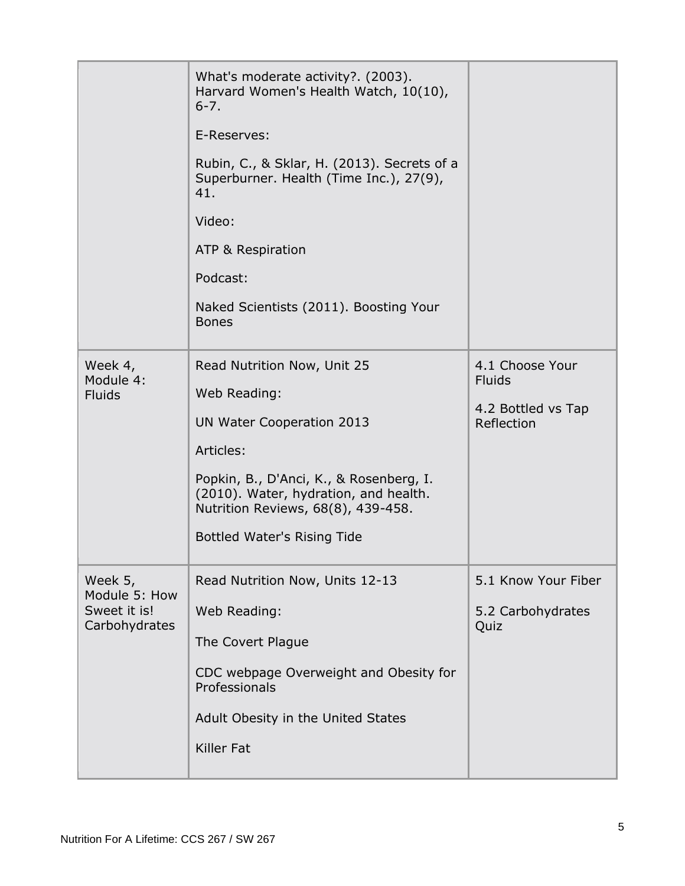| | | |
|---|---|---|
| | What's moderate activity?. (2003). Harvard Women's Health Watch, 10(10), 6-7.<br><br>E-Reserves:<br><br>Rubin, C., & Sklar, H. (2013). Secrets of a Superburner. Health (Time Inc.), 27(9), 41.<br><br>Video:<br><br>ATP & Respiration<br><br>Podcast:<br><br>Naked Scientists (2011). Boosting Your Bones | |
| Week 4, Module 4: Fluids | Read Nutrition Now, Unit 25<br><br>Web Reading:<br><br>UN Water Cooperation 2013<br><br>Articles:<br><br>Popkin, B., D'Anci, K., & Rosenberg, I. (2010). Water, hydration, and health. Nutrition Reviews, 68(8), 439-458.<br><br>Bottled Water's Rising Tide | 4.1 Choose Your Fluids<br><br>4.2 Bottled vs Tap Reflection |
| Week 5, Module 5: How Sweet it is! Carbohydrates | Read Nutrition Now, Units 12-13<br><br>Web Reading:<br><br>The Covert Plague<br><br>CDC webpage Overweight and Obesity for Professionals<br><br>Adult Obesity in the United States<br><br>Killer Fat | 5.1 Know Your Fiber<br><br>5.2 Carbohydrates Quiz |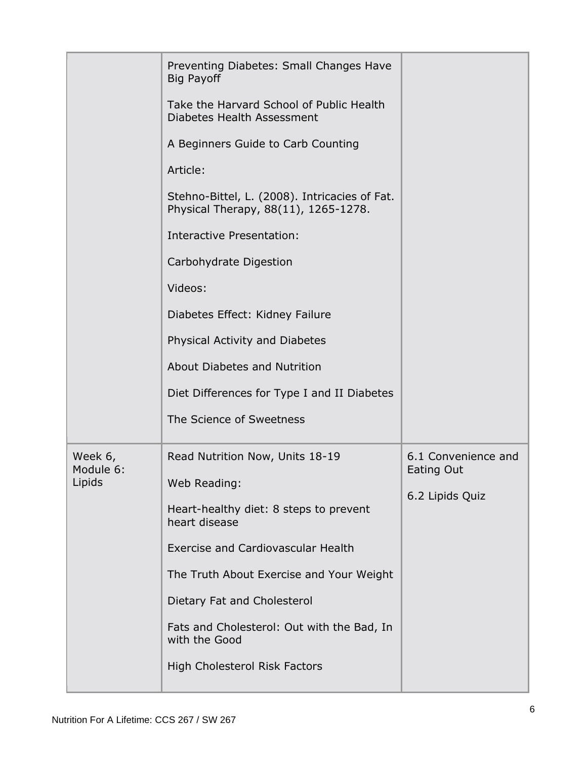| | | |
|---|---|---|
| | Preventing Diabetes: Small Changes Have Big Payoff<br><br>Take the Harvard School of Public Health Diabetes Health Assessment<br><br>A Beginners Guide to Carb Counting<br><br>Article:<br><br>Stehno-Bittel, L. (2008). Intricacies of Fat. Physical Therapy, 88(11), 1265-1278.<br><br>Interactive Presentation:<br><br>Carbohydrate Digestion<br><br>Videos:<br><br>Diabetes Effect: Kidney Failure<br><br>Physical Activity and Diabetes<br><br>About Diabetes and Nutrition<br><br>Diet Differences for Type I and II Diabetes<br><br>The Science of Sweetness | |
| Week 6, Module 6: Lipids | Read Nutrition Now, Units 18-19<br><br>Web Reading:<br><br>Heart-healthy diet: 8 steps to prevent heart disease<br><br>Exercise and Cardiovascular Health<br><br>The Truth About Exercise and Your Weight<br><br>Dietary Fat and Cholesterol<br><br>Fats and Cholesterol: Out with the Bad, In with the Good<br><br>High Cholesterol Risk Factors | 6.1 Convenience and Eating Out<br><br>6.2 Lipids Quiz |

Nutrition For A Lifetime: CCS 267 / SW 267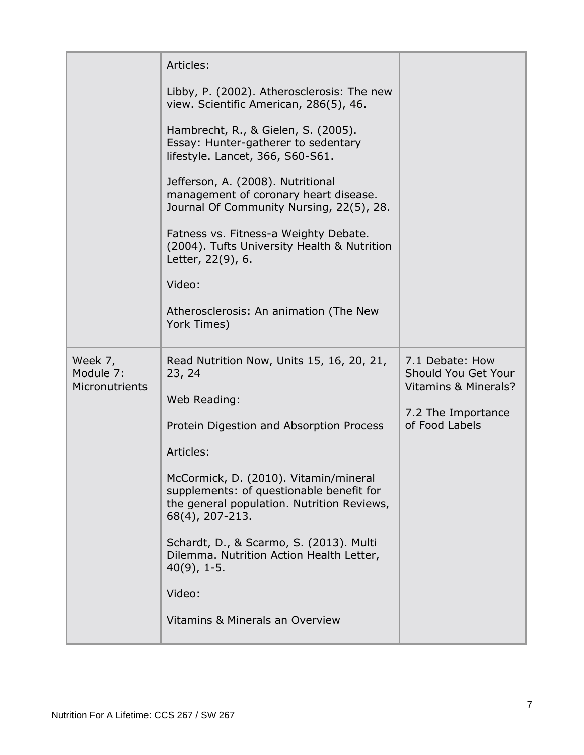| | | |
|---|---|---|
| | Articles:<br><br>Libby, P. (2002). Atherosclerosis: The new view. Scientific American, 286(5), 46.<br><br>Hambrecht, R., & Gielen, S. (2005). Essay: Hunter-gatherer to sedentary lifestyle. Lancet, 366, S60-S61.<br><br>Jefferson, A. (2008). Nutritional management of coronary heart disease. Journal Of Community Nursing, 22(5), 28.<br><br>Fatness vs. Fitness-a Weighty Debate. (2004). Tufts University Health & Nutrition Letter, 22(9), 6.<br><br>Video:<br><br>Atherosclerosis: An animation (The New York Times) | |
| Week 7, Module 7: Micronutrients | Read Nutrition Now, Units 15, 16, 20, 21, 23, 24<br><br>Web Reading:<br><br>Protein Digestion and Absorption Process<br><br>Articles:<br><br>McCormick, D. (2010). Vitamin/mineral supplements: of questionable benefit for the general population. Nutrition Reviews, 68(4), 207-213.<br><br>Schardt, D., & Scarmo, S. (2013). Multi Dilemma. Nutrition Action Health Letter, 40(9), 1-5.<br><br>Video:<br><br>Vitamins & Minerals an Overview | 7.1 Debate: How Should You Get Your Vitamins & Minerals?<br><br>7.2 The Importance of Food Labels |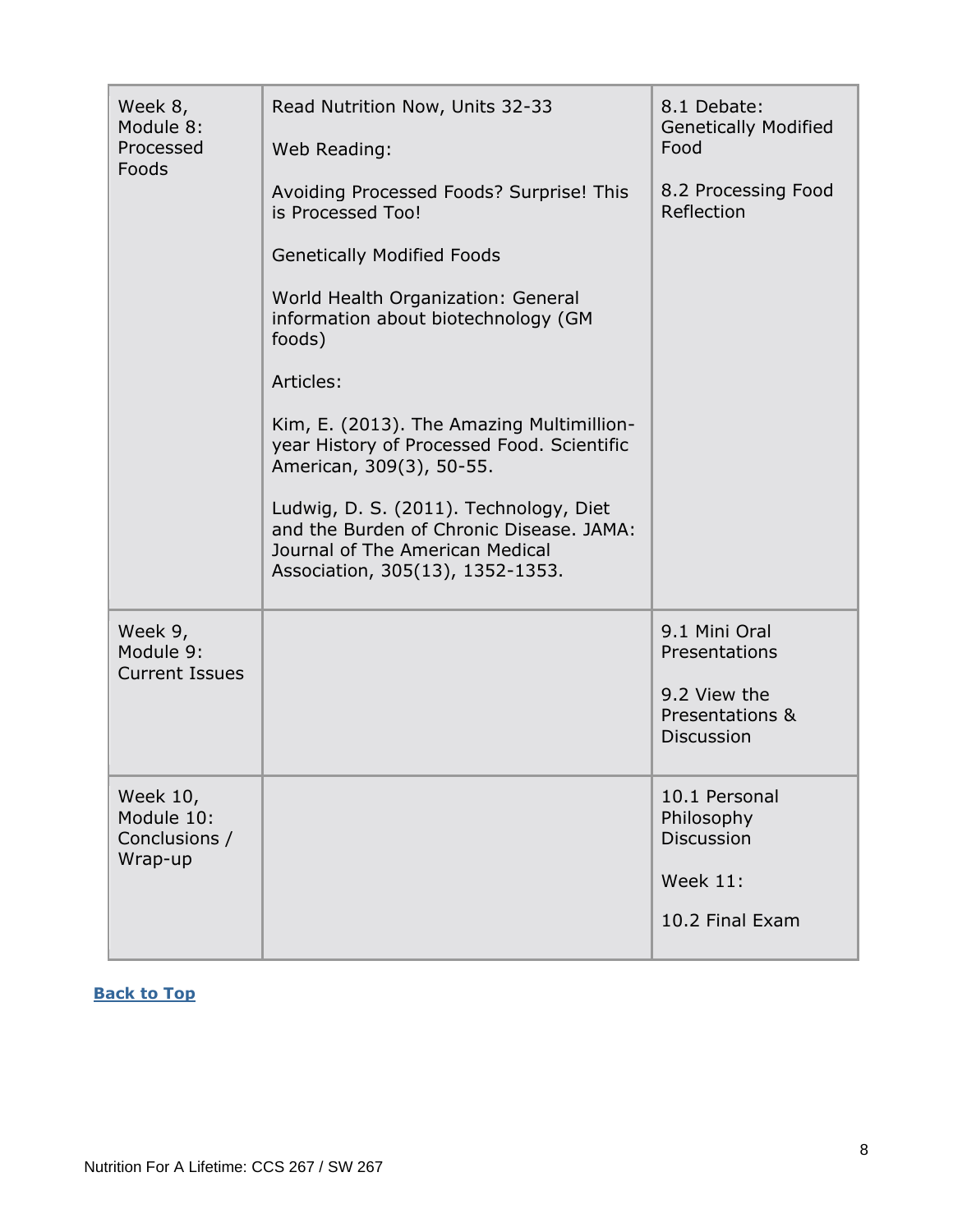| Week 8, Module 8: Processed Foods | Read Nutrition Now, Units 32-33<br><br>Web Reading:<br><br>Avoiding Processed Foods? Surprise! This is Processed Too!<br><br>Genetically Modified Foods<br><br>World Health Organization: General information about biotechnology (GM foods)<br><br>Articles:<br><br>Kim, E. (2013). The Amazing Multimillion-year History of Processed Food. Scientific American, 309(3), 50-55.<br><br>Ludwig, D. S. (2011). Technology, Diet and the Burden of Chronic Disease. JAMA: Journal of The American Medical Association, 305(13), 1352-1353. | 8.1 Debate: Genetically Modified Food<br><br>8.2 Processing Food Reflection |
|---|---|---|
| Week 9, Module 9: Current Issues | | 9.1 Mini Oral Presentations<br><br>9.2 View the Presentations & Discussion |
| Week 10, Module 10: Conclusions / Wrap-up | | 10.1 Personal Philosophy Discussion<br><br>Week 11:<br><br>10.2 Final Exam |

**Back to Top**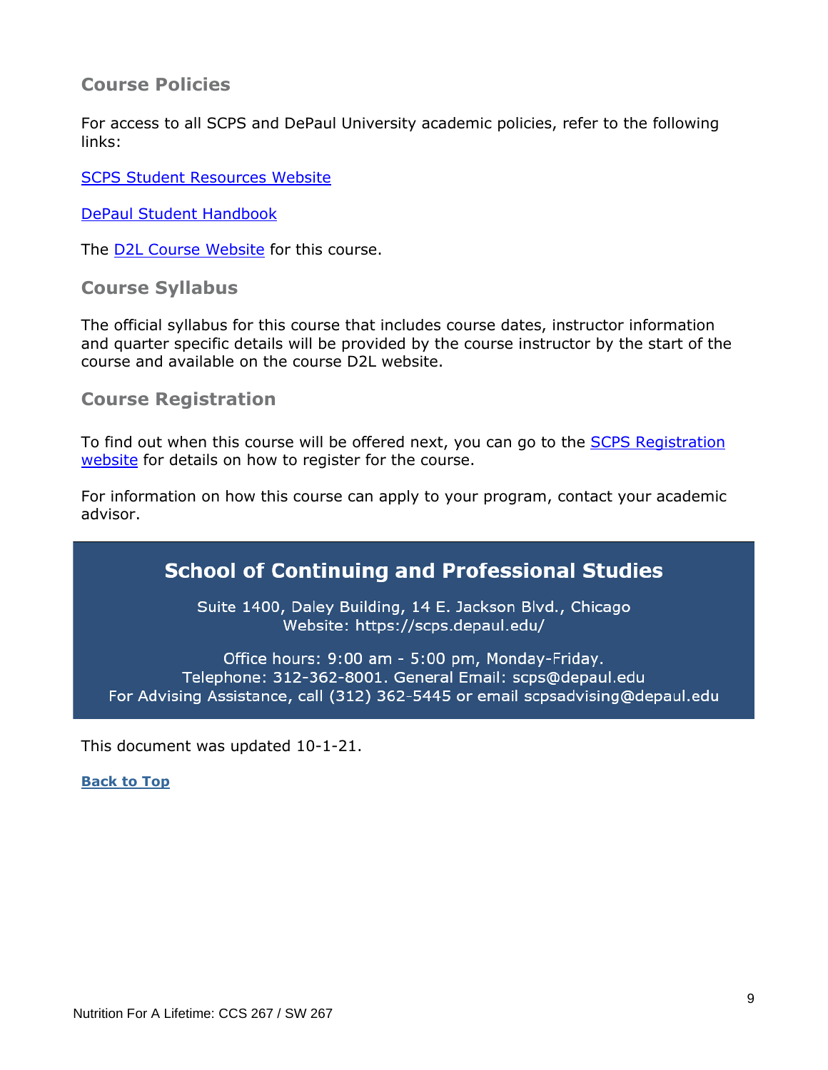## Course Policies

For access to all SCPS and DePaul University academic policies, refer to the following links:

SCPS Student Resources Website

DePaul Student Handbook

The D2L Course Website for this course.

## Course Syllabus

The official syllabus for this course that includes course dates, instructor information and quarter specific details will be provided by the course instructor by the start of the course and available on the course D2L website.

## Course Registration

To find out when this course will be offered next, you can go to the SCPS Registration website for details on how to register for the course.

For information on how this course can apply to your program, contact your academic advisor.

## School of Continuing and Professional Studies

Suite 1400, Daley Building, 14 E. Jackson Blvd., Chicago
Website: https://scps.depaul.edu/

Office hours: 9:00 am - 5:00 pm, Monday-Friday.
Telephone: 312-362-8001. General Email: scps@depaul.edu
For Advising Assistance, call (312) 362-5445 or email scpsadvising@depaul.edu

This document was updated 10-1-21.

**Back to Top**